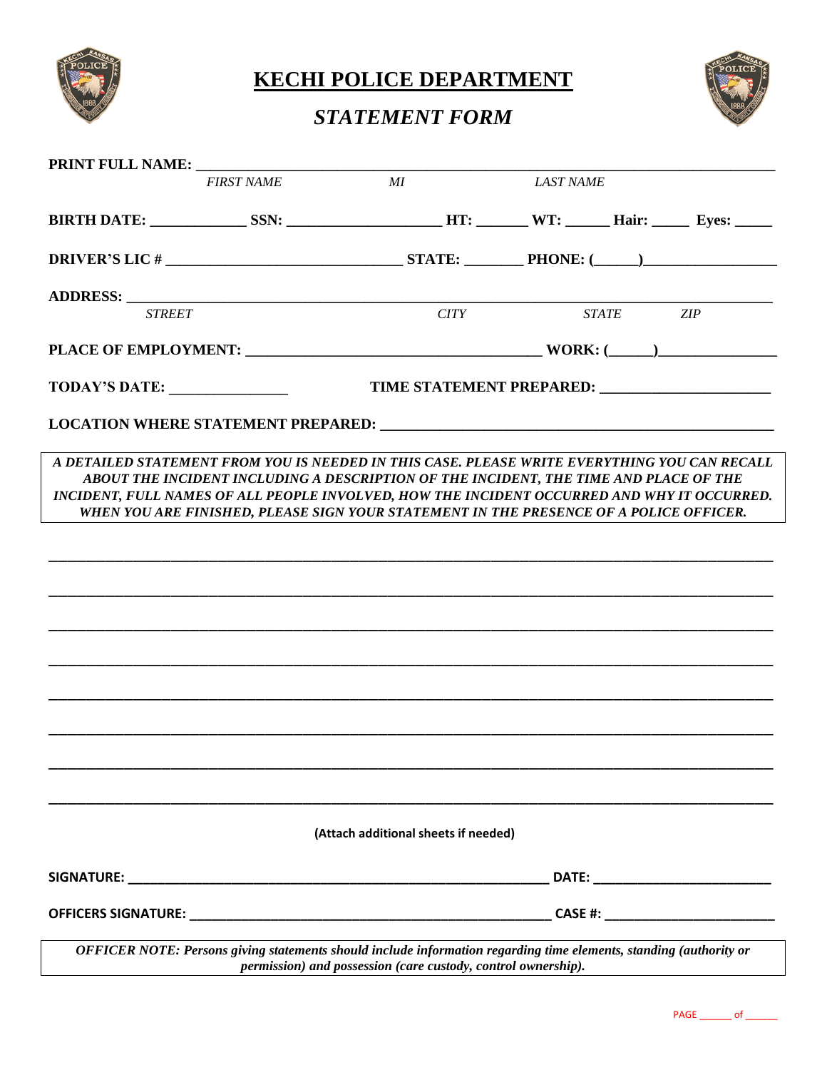# KECHI POLICE DEPARTMENT

## *STATEMENT FORM*

**PRINT FULL NAME:** ______________________________________________________________

*FIRST NAME* *MI* *LAST NAME*

**BIRTH DATE:** _____________ **SSN:** ____________________ **HT:** _______ **WT:** ______ **Hair:** _____ **Eyes:** _____

**DRIVER'S LIC #** ______________________________ **STATE:** ________ **PHONE:** (______)_________________

**ADDRESS:** ______________________________________________________________

*STREET* *CITY* *STATE* *ZIP*

**PLACE OF EMPLOYMENT:** ______________________________________ **WORK:** (______)_______________

**TODAY'S DATE:** _______________ **TIME STATEMENT PREPARED:** ______________________

**LOCATION WHERE STATEMENT PREPARED:** __________________________________________________

***A DETAILED STATEMENT FROM YOU IS NEEDED IN THIS CASE. PLEASE WRITE EVERYTHING YOU CAN RECALL ABOUT THE INCIDENT INCLUDING A DESCRIPTION OF THE INCIDENT, THE TIME AND PLACE OF THE INCIDENT, FULL NAMES OF ALL PEOPLE INVOLVED, HOW THE INCIDENT OCCURRED AND WHY IT OCCURRED. WHEN YOU ARE FINISHED, PLEASE SIGN YOUR STATEMENT IN THE PRESENCE OF A POLICE OFFICER.***

______________________________________________________________________________

______________________________________________________________________________

______________________________________________________________________________

______________________________________________________________________________

______________________________________________________________________________

______________________________________________________________________________

______________________________________________________________________________

______________________________________________________________________________

**(Attach additional sheets if needed)**

**SIGNATURE:** _______________________________________________________ **DATE:** _______________________

**OFFICERS SIGNATURE:** ________________________________________________ **CASE #:** ______________________

***OFFICER NOTE: Persons giving statements should include information regarding time elements, standing (authority or permission) and possession (care custody, control ownership).***

PAGE ______ of ______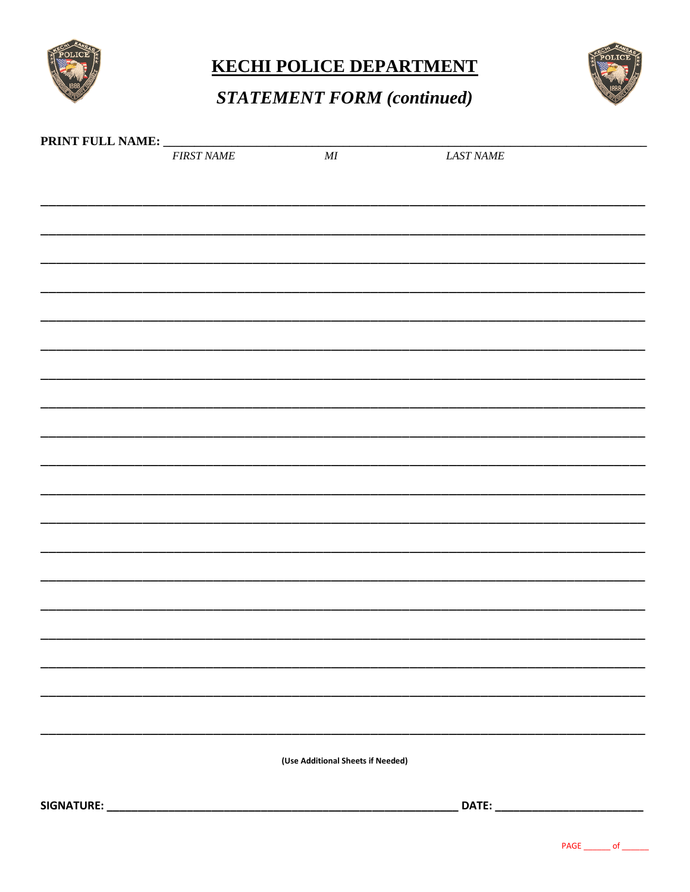# KECHI POLICE DEPARTMENT

## *STATEMENT FORM (continued)*

**PRINT FULL NAME:** ______________________________________________

*FIRST NAME* *MI* *LAST NAME*

___________________________________________________________________

___________________________________________________________________

___________________________________________________________________

___________________________________________________________________

___________________________________________________________________

___________________________________________________________________

___________________________________________________________________

___________________________________________________________________

___________________________________________________________________

___________________________________________________________________

___________________________________________________________________

___________________________________________________________________

___________________________________________________________________

___________________________________________________________________

___________________________________________________________________

___________________________________________________________________

___________________________________________________________________

___________________________________________________________________

___________________________________________________________________

**(Use Additional Sheets if Needed)**

**SIGNATURE:** ________________________________________ **DATE:** ____________________

PAGE ______ of ______